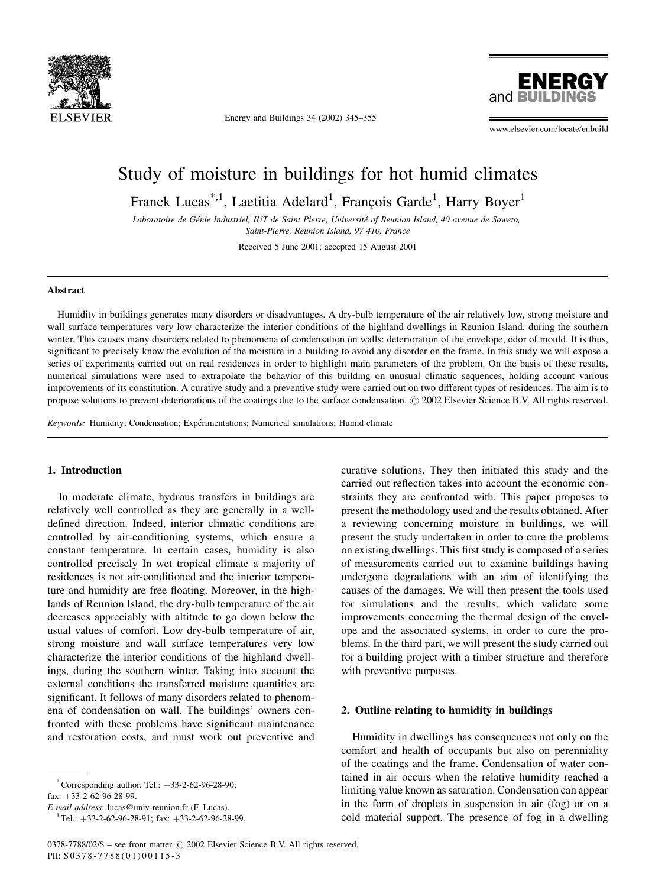# Study of moisture in buildings for hot humid climates

Franck Lucas[*,1], Laetitia Adelard[1], François Garde[1], Harry Boyer[1]

*Laboratoire de Génie Industriel, IUT de Saint Pierre, Université of Reunion Island, 40 avenue de Soweto, Saint-Pierre, Reunion Island, 97 410, France*

Received 5 June 2001; accepted 15 August 2001

## Abstract

Humidity in buildings generates many disorders or disadvantages. A dry-bulb temperature of the air relatively low, strong moisture and wall surface temperatures very low characterize the interior conditions of the highland dwellings in Reunion Island, during the southern winter. This causes many disorders related to phenomena of condensation on walls: deterioration of the envelope, odor of mould. It is thus, significant to precisely know the evolution of the moisture in a building to avoid any disorder on the frame. In this study we will expose a series of experiments carried out on real residences in order to highlight main parameters of the problem. On the basis of these results, numerical simulations were used to extrapolate the behavior of this building on unusual climatic sequences, holding account various improvements of its constitution. A curative study and a preventive study were carried out on two different types of residences. The aim is to propose solutions to prevent deteriorations of the coatings due to the surface condensation. © 2002 Elsevier Science B.V. All rights reserved.

*Keywords:* Humidity; Condensation; Expérimentations; Numerical simulations; Humid climate

## 1. Introduction

In moderate climate, hydrous transfers in buildings are relatively well controlled as they are generally in a well-defined direction. Indeed, interior climatic conditions are controlled by air-conditioning systems, which ensure a constant temperature. In certain cases, humidity is also controlled precisely In wet tropical climate a majority of residences is not air-conditioned and the interior temperature and humidity are free floating. Moreover, in the highlands of Reunion Island, the dry-bulb temperature of the air decreases appreciably with altitude to go down below the usual values of comfort. Low dry-bulb temperature of air, strong moisture and wall surface temperatures very low characterize the interior conditions of the highland dwellings, during the southern winter. Taking into account the external conditions the transferred moisture quantities are significant. It follows of many disorders related to phenomena of condensation on wall. The buildings' owners confronted with these problems have significant maintenance and restoration costs, and must work out preventive and curative solutions. They then initiated this study and the carried out reflection takes into account the economic constraints they are confronted with. This paper proposes to present the methodology used and the results obtained. After a reviewing concerning moisture in buildings, we will present the study undertaken in order to cure the problems on existing dwellings. This first study is composed of a series of measurements carried out to examine buildings having undergone degradations with an aim of identifying the causes of the damages. We will then present the tools used for simulations and the results, which validate some improvements concerning the thermal design of the envelope and the associated systems, in order to cure the problems. In the third part, we will present the study carried out for a building project with a timber structure and therefore with preventive purposes.

## 2. Outline relating to humidity in buildings

Humidity in dwellings has consequences not only on the comfort and health of occupants but also on perenniality of the coatings and the frame. Condensation of water contained in air occurs when the relative humidity reached a limiting value known as saturation. Condensation can appear in the form of droplets in suspension in air (fog) or on a cold material support. The presence of fog in a dwelling

---

[*] Corresponding author. Tel.: +33-2-62-96-28-90; fax: +33-2-62-96-28-99.
*E-mail address*: lucas@univ-reunion.fr (F. Lucas).
[1] Tel.: +33-2-62-96-28-91; fax: +33-2-62-96-28-99.

0378-7788/02/$ – see front matter © 2002 Elsevier Science B.V. All rights reserved.
PII: S0378-7788(01)00115-3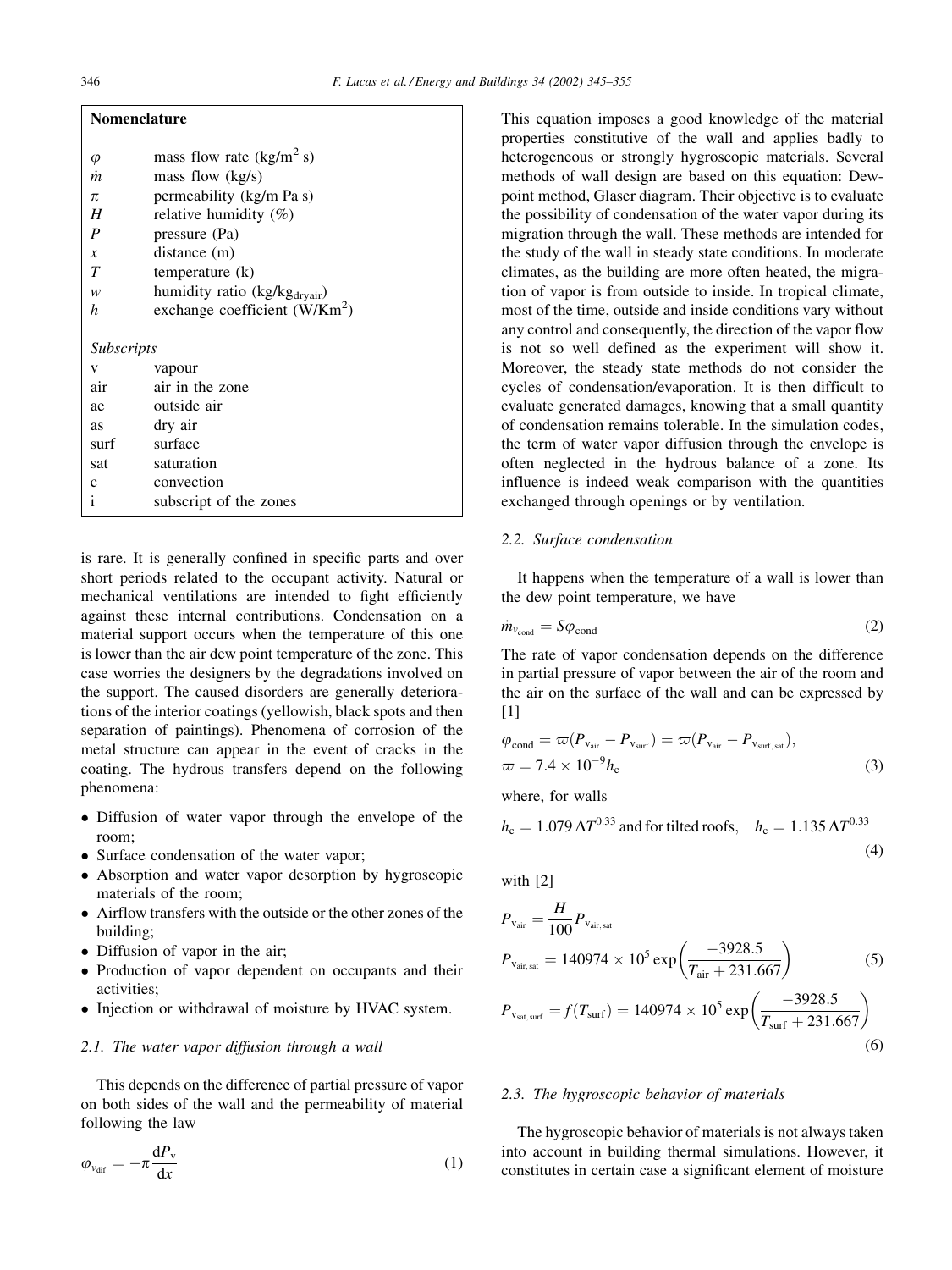## Nomenclature

| | |
|---|---|
| $\varphi$ | mass flow rate (kg/m$^2$ s) |
| $\dot{m}$ | mass flow (kg/s) |
| $\pi$ | permeability (kg/m Pa s) |
| $H$ | relative humidity (%) |
| $P$ | pressure (Pa) |
| $x$ | distance (m) |
| $T$ | temperature (k) |
| $w$ | humidity ratio (kg/kg$_{\text{dryair}}$) |
| $h$ | exchange coefficient (W/Km$^2$) |
| *Subscripts* | |
| v | vapour |
| air | air in the zone |
| ae | outside air |
| as | dry air |
| surf | surface |
| sat | saturation |
| c | convection |
| i | subscript of the zones |

is rare. It is generally confined in specific parts and over short periods related to the occupant activity. Natural or mechanical ventilations are intended to fight efficiently against these internal contributions. Condensation on a material support occurs when the temperature of this one is lower than the air dew point temperature of the zone. This case worries the designers by the degradations involved on the support. The caused disorders are generally deteriorations of the interior coatings (yellowish, black spots and then separation of paintings). Phenomena of corrosion of the metal structure can appear in the event of cracks in the coating. The hydrous transfers depend on the following phenomena:

- Diffusion of water vapor through the envelope of the room;
- Surface condensation of the water vapor;
- Absorption and water vapor desorption by hygroscopic materials of the room;
- Airflow transfers with the outside or the other zones of the building;
- Diffusion of vapor in the air;
- Production of vapor dependent on occupants and their activities;
- Injection or withdrawal of moisture by HVAC system.

### 2.1. The water vapor diffusion through a wall

This depends on the difference of partial pressure of vapor on both sides of the wall and the permeability of material following the law

$$\varphi_{v_{\text{dif}}} = -\pi \frac{\mathrm{d}P_{\text{v}}}{\mathrm{d}x} \tag{1}$$

This equation imposes a good knowledge of the material properties constitutive of the wall and applies badly to heterogeneous or strongly hygroscopic materials. Several methods of wall design are based on this equation: Dew-point method, Glaser diagram. Their objective is to evaluate the possibility of condensation of the water vapor during its migration through the wall. These methods are intended for the study of the wall in steady state conditions. In moderate climates, as the building are more often heated, the migration of vapor is from outside to inside. In tropical climate, most of the time, outside and inside conditions vary without any control and consequently, the direction of the vapor flow is not so well defined as the experiment will show it. Moreover, the steady state methods do not consider the cycles of condensation/evaporation. It is then difficult to evaluate generated damages, knowing that a small quantity of condensation remains tolerable. In the simulation codes, the term of water vapor diffusion through the envelope is often neglected in the hydrous balance of a zone. Its influence is indeed weak comparison with the quantities exchanged through openings or by ventilation.

### 2.2. Surface condensation

It happens when the temperature of a wall is lower than the dew point temperature, we have

$$\dot{m}_{v_{\text{cond}}} = S\varphi_{\text{cond}} \tag{2}$$

The rate of vapor condensation depends on the difference in partial pressure of vapor between the air of the room and the air on the surface of the wall and can be expressed by [1]

$$\varphi_{\text{cond}} = \varpi(P_{\text{v}_{\text{air}}} - P_{\text{v}_{\text{surf}}}) = \varpi(P_{\text{v}_{\text{air}}} - P_{\text{v}_{\text{surf,sat}}}),$$
$$\varpi = 7.4 \times 10^{-9} h_{\text{c}} \tag{3}$$

where, for walls

$$h_{\text{c}} = 1.079\,\Delta T^{0.33} \text{ and for tilted roofs,} \quad h_{\text{c}} = 1.135\,\Delta T^{0.33} \tag{4}$$

with [2]

$$P_{\text{v}_{\text{air}}} = \frac{H}{100} P_{\text{v}_{\text{air,sat}}}$$
$$P_{\text{v}_{\text{air,sat}}} = 140974 \times 10^5 \exp\left(\frac{-3928.5}{T_{\text{air}} + 231.667}\right) \tag{5}$$

$$P_{\text{v}_{\text{sat,surf}}} = f(T_{\text{surf}}) = 140974 \times 10^5 \exp\left(\frac{-3928.5}{T_{\text{surf}} + 231.667}\right) \tag{6}$$

### 2.3. The hygroscopic behavior of materials

The hygroscopic behavior of materials is not always taken into account in building thermal simulations. However, it constitutes in certain case a significant element of moisture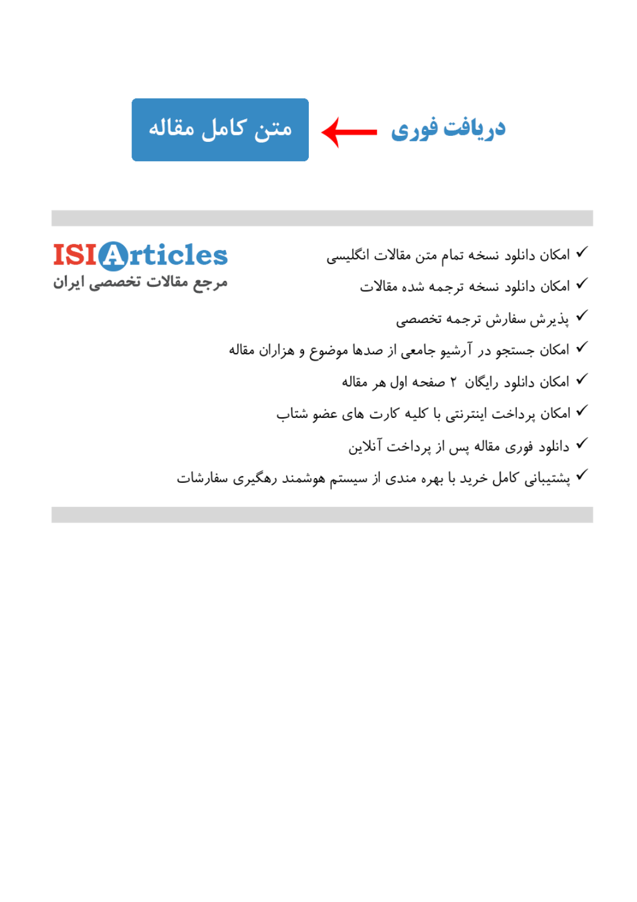متن کامل مقاله ← دریافت فوری

ISIArticles
مرجع مقالات تخصصی ایران

- ✓ امکان دانلود نسخه تمام متن مقالات انگلیسی
- ✓ امکان دانلود نسخه ترجمه شده مقالات
- ✓ پذیرش سفارش ترجمه تخصصی
- ✓ امکان جستجو در آرشیو جامعی از صدها موضوع و هزاران مقاله
- ✓ امکان دانلود رایگان ۲ صفحه اول هر مقاله
- ✓ امکان پرداخت اینترنتی با کلیه کارت های عضو شتاب
- ✓ دانلود فوری مقاله پس از پرداخت آنلاین
- ✓ پشتیبانی کامل خرید با بهره مندی از سیستم هوشمند رهگیری سفارشات